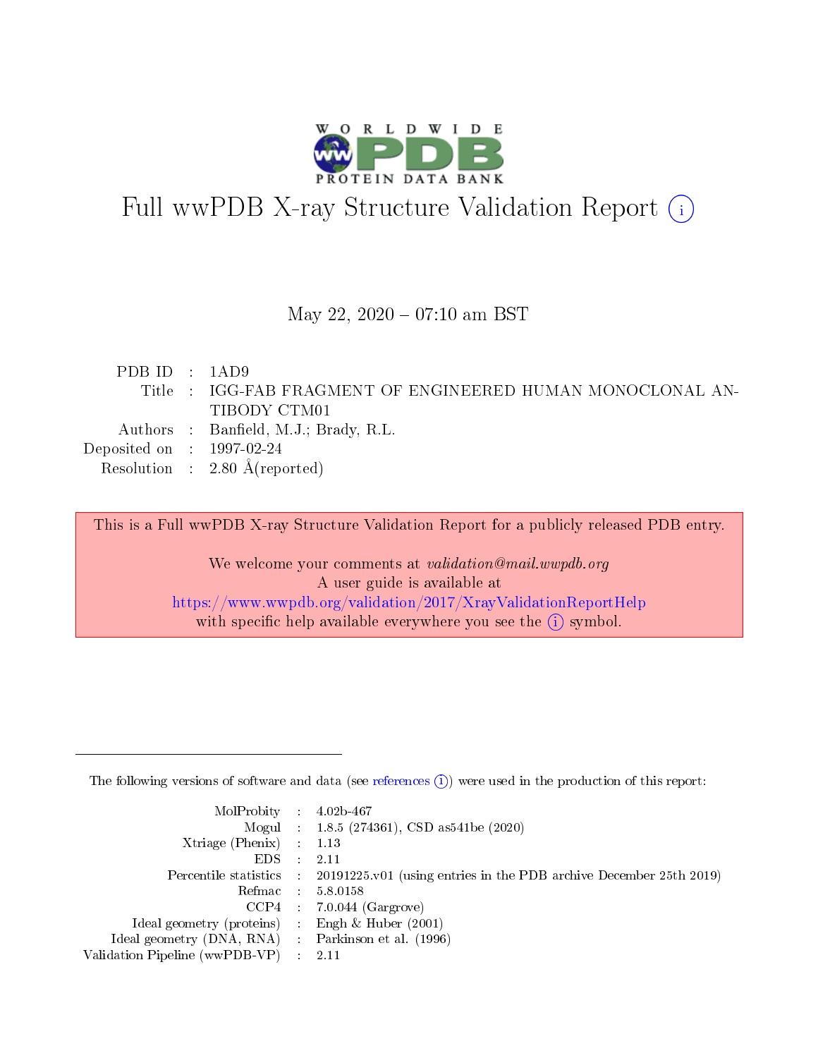# Full wwPDB X-ray Structure Validation Report ⓘ

May 22, 2020 – 07:10 am BST

| | | |
|---|---|---|
| PDB ID | : | 1AD9 |
| Title | : | IGG-FAB FRAGMENT OF ENGINEERED HUMAN MONOCLONAL ANTIBODY CTM01 |
| Authors | : | Banfield, M.J.; Brady, R.L. |
| Deposited on | : | 1997-02-24 |
| Resolution | : | 2.80 Å(reported) |

This is a Full wwPDB X-ray Structure Validation Report for a publicly released PDB entry.

We welcome your comments at *validation@mail.wwpdb.org*
A user guide is available at
https://www.wwpdb.org/validation/2017/XrayValidationReportHelp
with specific help available everywhere you see the ⓘ symbol.

---

The following versions of software and data (see references ⓘ) were used in the production of this report:

| | | |
|---|---|---|
| MolProbity | : | 4.02b-467 |
| Mogul | : | 1.8.5 (274361), CSD as541be (2020) |
| Xtriage (Phenix) | : | 1.13 |
| EDS | : | 2.11 |
| Percentile statistics | : | 20191225.v01 (using entries in the PDB archive December 25th 2019) |
| Refmac | : | 5.8.0158 |
| CCP4 | : | 7.0.044 (Gargrove) |
| Ideal geometry (proteins) | : | Engh & Huber (2001) |
| Ideal geometry (DNA, RNA) | : | Parkinson et al. (1996) |
| Validation Pipeline (wwPDB-VP) | : | 2.11 |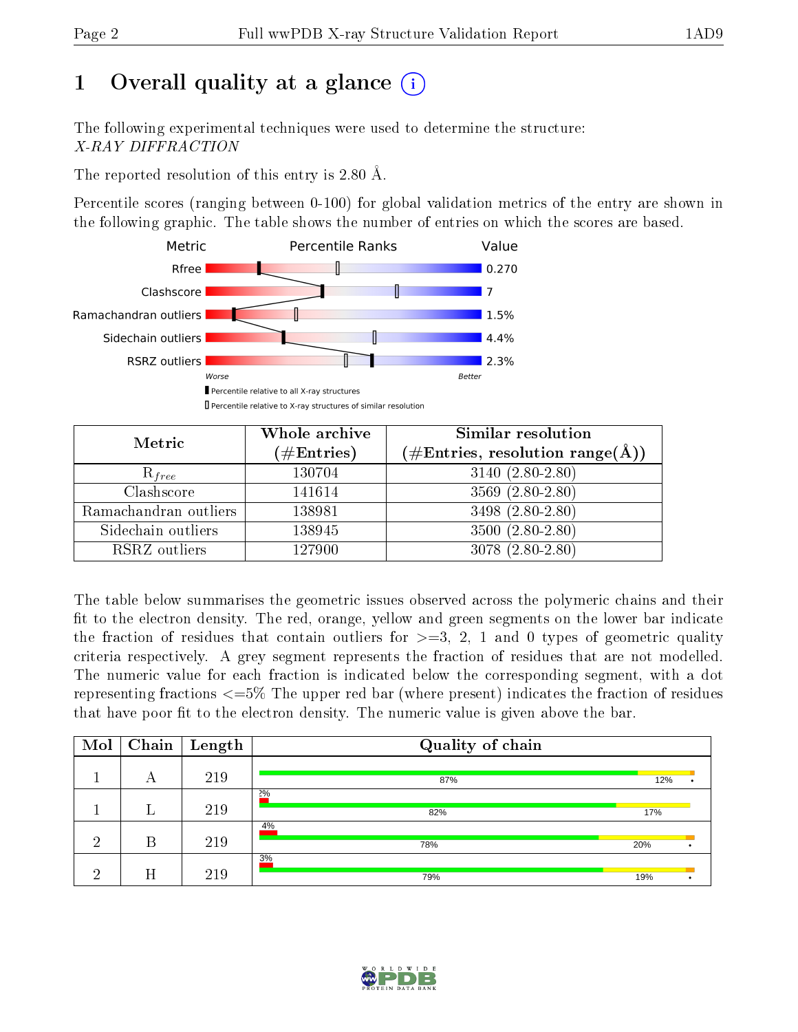# 1 Overall quality at a glance

The following experimental techniques were used to determine the structure:
*X-RAY DIFFRACTION*

The reported resolution of this entry is 2.80 Å.

Percentile scores (ranging between 0-100) for global validation metrics of the entry are shown in the following graphic. The table shows the number of entries on which the scores are based.

| Metric | Value |
|---|---|
| Rfree | 0.270 |
| Clashscore | 7 |
| Ramachandran outliers | 1.5% |
| Sidechain outliers | 4.4% |
| RSRZ outliers | 2.3% |

Worse — Better

▮ Percentile relative to all X-ray structures
▯ Percentile relative to X-ray structures of similar resolution

| Metric | Whole archive (#Entries) | Similar resolution (#Entries, resolution range(Å)) |
|---|---|---|
| $R_{free}$ | 130704 | 3140 (2.80-2.80) |
| Clashscore | 141614 | 3569 (2.80-2.80) |
| Ramachandran outliers | 138981 | 3498 (2.80-2.80) |
| Sidechain outliers | 138945 | 3500 (2.80-2.80) |
| RSRZ outliers | 127900 | 3078 (2.80-2.80) |

The table below summarises the geometric issues observed across the polymeric chains and their fit to the electron density. The red, orange, yellow and green segments on the lower bar indicate the fraction of residues that contain outliers for >=3, 2, 1 and 0 types of geometric quality criteria respectively. A grey segment represents the fraction of residues that are not modelled. The numeric value for each fraction is indicated below the corresponding segment, with a dot representing fractions <=5% The upper red bar (where present) indicates the fraction of residues that have poor fit to the electron density. The numeric value is given above the bar.

| Mol | Chain | Length | Quality of chain |
|---|---|---|---|
| 1 | A | 219 | 87% · 12% · • |
| 1 | L | 219 | 2% (poor fit) · 82% · 17% |
| 2 | B | 219 | 4% (poor fit) · 78% · 20% · • |
| 2 | H | 219 | 3% (poor fit) · 79% · 19% · • |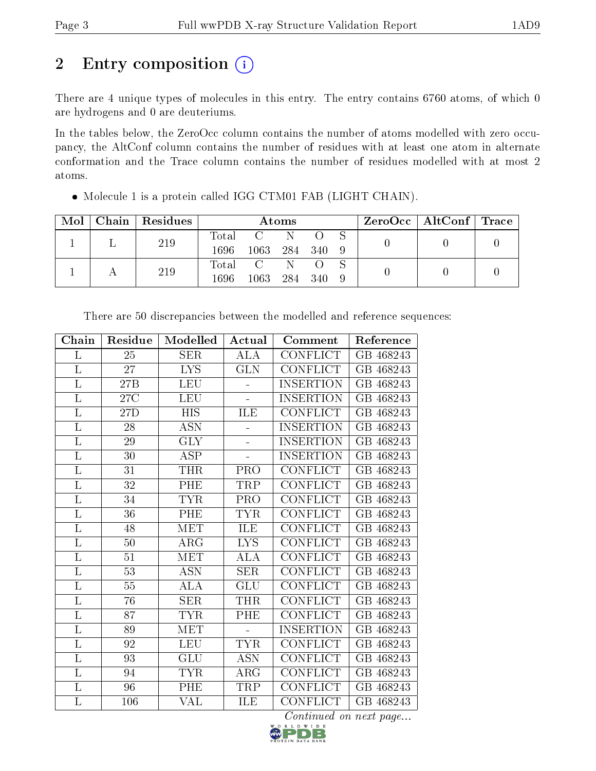# 2 Entry composition

There are 4 unique types of molecules in this entry. The entry contains 6760 atoms, of which 0 are hydrogens and 0 are deuteriums.

In the tables below, the ZeroOcc column contains the number of atoms modelled with zero occupancy, the AltConf column contains the number of residues with at least one atom in alternate conformation and the Trace column contains the number of residues modelled with at most 2 atoms.

- Molecule 1 is a protein called IGG CTM01 FAB (LIGHT CHAIN).

| Mol | Chain | Residues | Atoms | | | | | ZeroOcc | AltConf | Trace |
|---|---|---|---|---|---|---|---|---|---|---|
| 1 | L | 219 | Total 1696 | C 1063 | N 284 | O 340 | S 9 | 0 | 0 | 0 |
| 1 | A | 219 | Total 1696 | C 1063 | N 284 | O 340 | S 9 | 0 | 0 | 0 |

There are 50 discrepancies between the modelled and reference sequences:

| Chain | Residue | Modelled | Actual | Comment | Reference |
|---|---|---|---|---|---|
| L | 25 | SER | ALA | CONFLICT | GB 468243 |
| L | 27 | LYS | GLN | CONFLICT | GB 468243 |
| L | 27B | LEU | - | INSERTION | GB 468243 |
| L | 27C | LEU | - | INSERTION | GB 468243 |
| L | 27D | HIS | ILE | CONFLICT | GB 468243 |
| L | 28 | ASN | - | INSERTION | GB 468243 |
| L | 29 | GLY | - | INSERTION | GB 468243 |
| L | 30 | ASP | - | INSERTION | GB 468243 |
| L | 31 | THR | PRO | CONFLICT | GB 468243 |
| L | 32 | PHE | TRP | CONFLICT | GB 468243 |
| L | 34 | TYR | PRO | CONFLICT | GB 468243 |
| L | 36 | PHE | TYR | CONFLICT | GB 468243 |
| L | 48 | MET | ILE | CONFLICT | GB 468243 |
| L | 50 | ARG | LYS | CONFLICT | GB 468243 |
| L | 51 | MET | ALA | CONFLICT | GB 468243 |
| L | 53 | ASN | SER | CONFLICT | GB 468243 |
| L | 55 | ALA | GLU | CONFLICT | GB 468243 |
| L | 76 | SER | THR | CONFLICT | GB 468243 |
| L | 87 | TYR | PHE | CONFLICT | GB 468243 |
| L | 89 | MET | - | INSERTION | GB 468243 |
| L | 92 | LEU | TYR | CONFLICT | GB 468243 |
| L | 93 | GLU | ASN | CONFLICT | GB 468243 |
| L | 94 | TYR | ARG | CONFLICT | GB 468243 |
| L | 96 | PHE | TRP | CONFLICT | GB 468243 |
| L | 106 | VAL | ILE | CONFLICT | GB 468243 |

*Continued on next page...*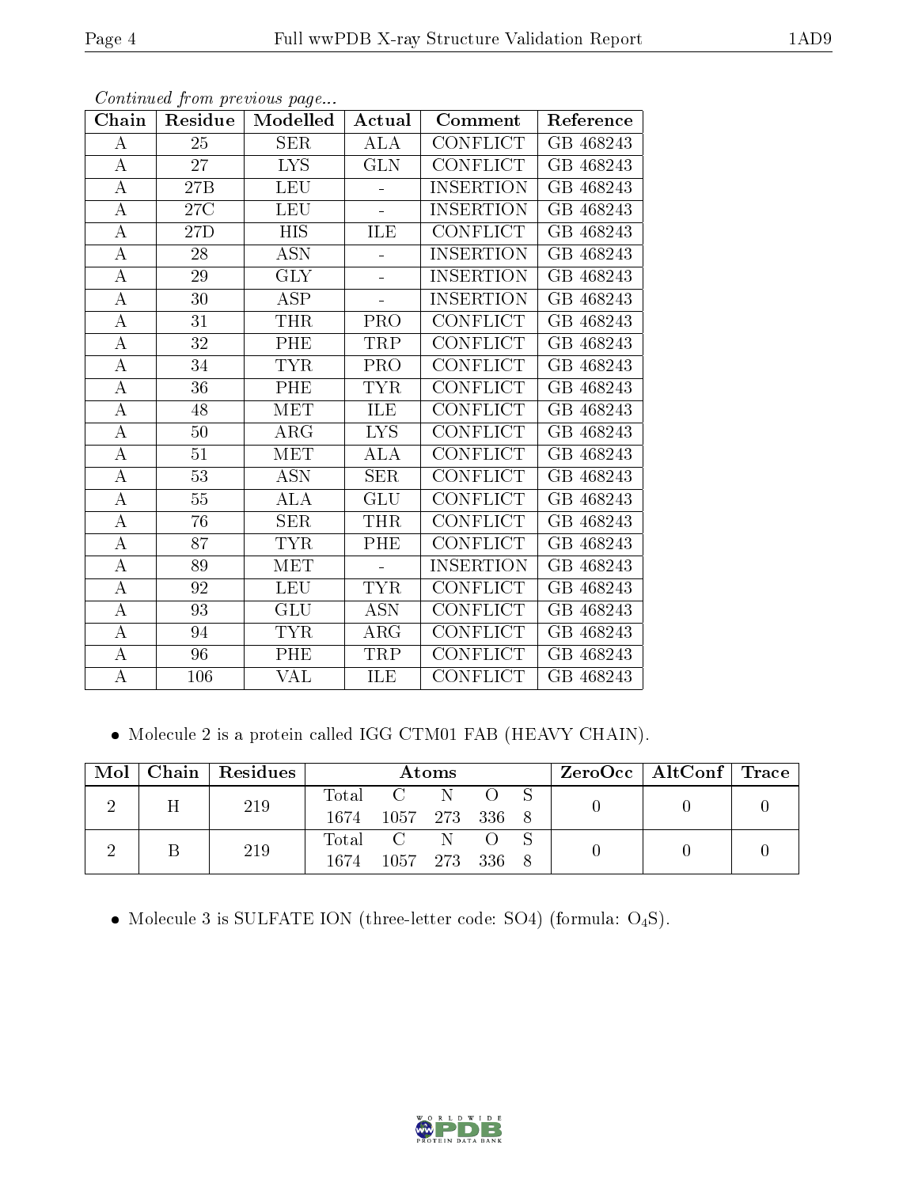*Continued from previous page...*

| Chain | Residue | Modelled | Actual | Comment | Reference |
|---|---|---|---|---|---|
| A | 25 | SER | ALA | CONFLICT | GB 468243 |
| A | 27 | LYS | GLN | CONFLICT | GB 468243 |
| A | 27B | LEU | - | INSERTION | GB 468243 |
| A | 27C | LEU | - | INSERTION | GB 468243 |
| A | 27D | HIS | ILE | CONFLICT | GB 468243 |
| A | 28 | ASN | - | INSERTION | GB 468243 |
| A | 29 | GLY | - | INSERTION | GB 468243 |
| A | 30 | ASP | - | INSERTION | GB 468243 |
| A | 31 | THR | PRO | CONFLICT | GB 468243 |
| A | 32 | PHE | TRP | CONFLICT | GB 468243 |
| A | 34 | TYR | PRO | CONFLICT | GB 468243 |
| A | 36 | PHE | TYR | CONFLICT | GB 468243 |
| A | 48 | MET | ILE | CONFLICT | GB 468243 |
| A | 50 | ARG | LYS | CONFLICT | GB 468243 |
| A | 51 | MET | ALA | CONFLICT | GB 468243 |
| A | 53 | ASN | SER | CONFLICT | GB 468243 |
| A | 55 | ALA | GLU | CONFLICT | GB 468243 |
| A | 76 | SER | THR | CONFLICT | GB 468243 |
| A | 87 | TYR | PHE | CONFLICT | GB 468243 |
| A | 89 | MET | - | INSERTION | GB 468243 |
| A | 92 | LEU | TYR | CONFLICT | GB 468243 |
| A | 93 | GLU | ASN | CONFLICT | GB 468243 |
| A | 94 | TYR | ARG | CONFLICT | GB 468243 |
| A | 96 | PHE | TRP | CONFLICT | GB 468243 |
| A | 106 | VAL | ILE | CONFLICT | GB 468243 |

- Molecule 2 is a protein called IGG CTM01 FAB (HEAVY CHAIN).

| Mol | Chain | Residues | Atoms | | | | | ZeroOcc | AltConf | Trace |
|---|---|---|---|---|---|---|---|---|---|---|
| 2 | H | 219 | Total 1674 | C 1057 | N 273 | O 336 | S 8 | 0 | 0 | 0 |
| 2 | B | 219 | Total 1674 | C 1057 | N 273 | O 336 | S 8 | 0 | 0 | 0 |

- Molecule 3 is SULFATE ION (three-letter code: SO4) (formula: $O_4S$).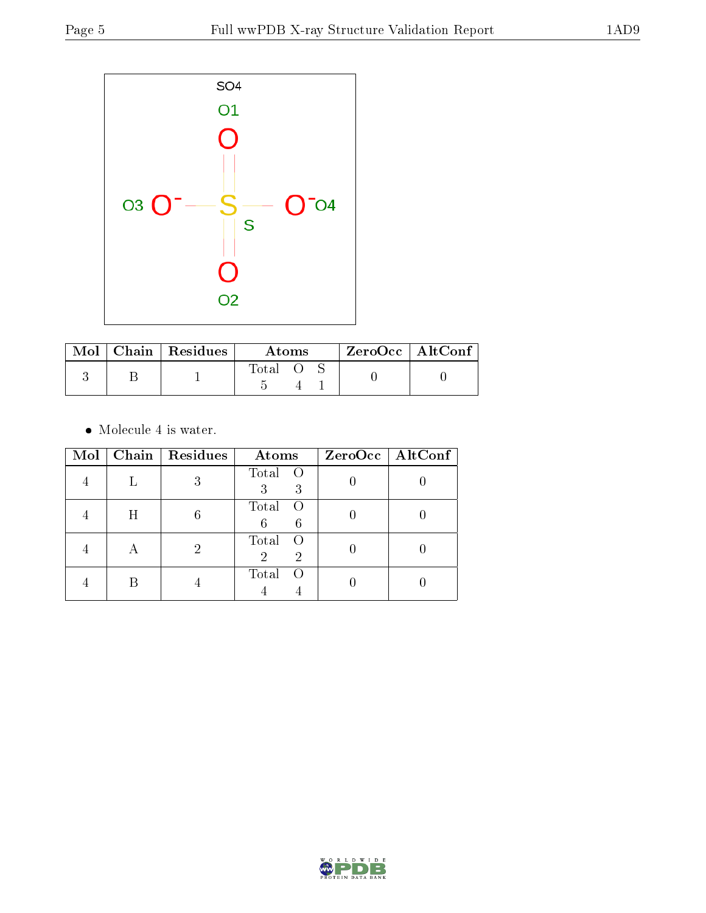| Mol | Chain | Residues | Atoms | | | ZeroOcc | AltConf |
|---|---|---|---|---|---|---|---|
| | | | Total | O | S | | |
| 3 | B | 1 | 5 | 4 | 1 | 0 | 0 |

- Molecule 4 is water.

| Mol | Chain | Residues | Atoms | | ZeroOcc | AltConf |
|---|---|---|---|---|---|---|
| | | | Total | O | | |
| 4 | L | 3 | 3 | 3 | 0 | 0 |
| 4 | H | 6 | 6 | 6 | 0 | 0 |
| 4 | A | 2 | 2 | 2 | 0 | 0 |
| 4 | B | 4 | 4 | 4 | 0 | 0 |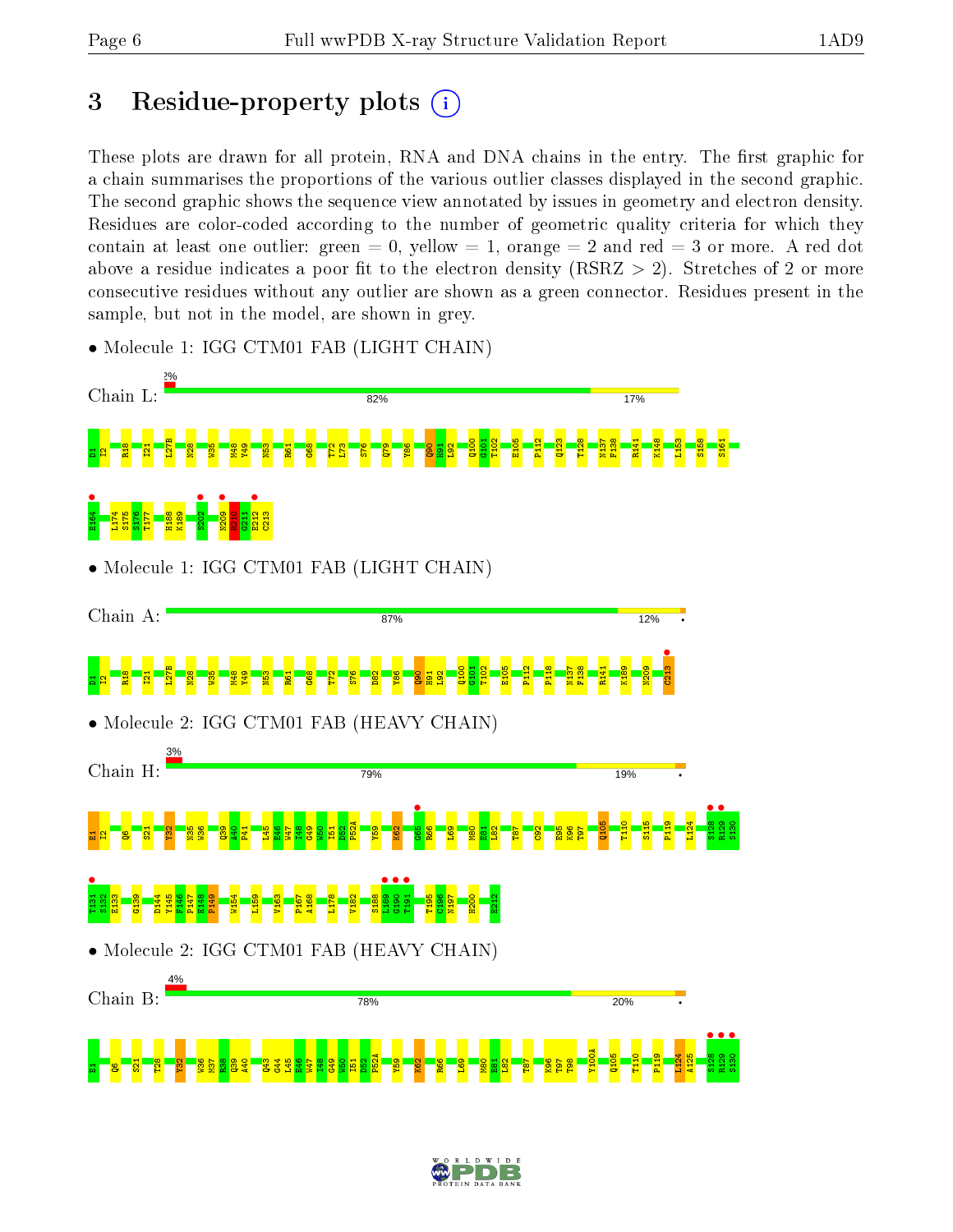# 3 Residue-property plots

These plots are drawn for all protein, RNA and DNA chains in the entry. The first graphic for a chain summarises the proportions of the various outlier classes displayed in the second graphic. The second graphic shows the sequence view annotated by issues in geometry and electron density. Residues are color-coded according to the number of geometric quality criteria for which they contain at least one outlier: green = 0, yellow = 1, orange = 2 and red = 3 or more. A red dot above a residue indicates a poor fit to the electron density (RSRZ > 2). Stretches of 2 or more consecutive residues without any outlier are shown as a green connector. Residues present in the sample, but not in the model, are shown in grey.

- Molecule 1: IGG CTM01 FAB (LIGHT CHAIN)

Chain L: 2% | 82% | 17%

D1 I2 R18 I21 L27B N28 W35 M48 Y49 N53 R61 G68 T72 L73 S76 Q79 Y86 Q90 H91 L92 Q100 G101 T102 E105 P112 Q123 T128 N137 F138 R141 K148 L153 S158 S161 E164 L174 S175 S176 T177 H188 K189 S202 N209 R210 G211 E212 C213

- Molecule 1: IGG CTM01 FAB (LIGHT CHAIN)

Chain A: 87% | 12% | •

D1 I2 R18 I21 L27B N28 W35 M48 Y49 N53 R61 G68 T72 S76 D82 Y86 Q90 H91 L92 Q100 G101 T102 E105 P112 P118 N137 F138 R141 K189 N209 C213

- Molecule 2: IGG CTM01 FAB (HEAVY CHAIN)

Chain H: 3% | 79% | 19% | •

E1 I2 Q6 S21 Y32 N35 W36 Q39 A40 P41 L45 E46 W47 I48 G49 W50 I51 D52 P52A Y59 K62 G65 R66 L69 M80 E81 L82 T87 C92 E95 K96 T97 Q105 T110 S115 P119 L124 S128 R129 S130 T131 S132 E133 G139 D144 Y145 F146 P147 E148 P149 W154 L159 V163 P167 A168 L178 V182 S188 L189 G190 T191 T195 C196 N197 H200 E212

- Molecule 2: IGG CTM01 FAB (HEAVY CHAIN)

Chain B: 4% | 78% | 20% | •

E1 Q6 S21 T28 Y32 W36 M37 R38 Q39 A40 Q43 G44 L45 E46 W47 I48 G49 W50 I51 D52 P52A Y59 K62 R66 L69 M80 E81 L82 T87 K96 T97 T98 Y100A Q105 T110 P119 L124 A125 S128 R129 S130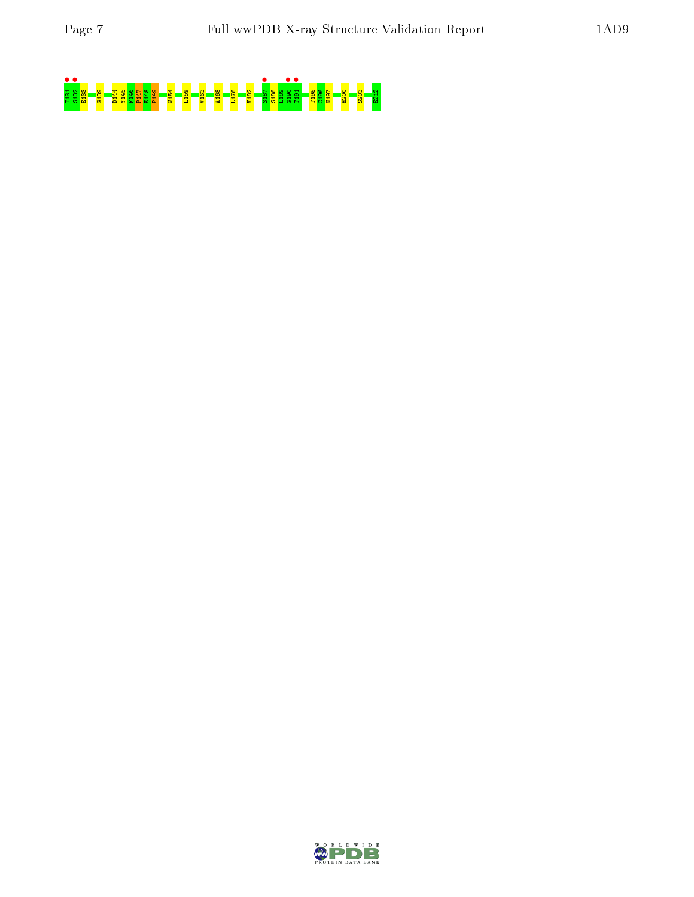T131 S132 E133 G139 D144 Y145 F146 P147 E148 P149 W154 L159 V163 A168 L178 V182 S187 S188 L189 G190 T191 T195 C196 N197 H200 S203 E212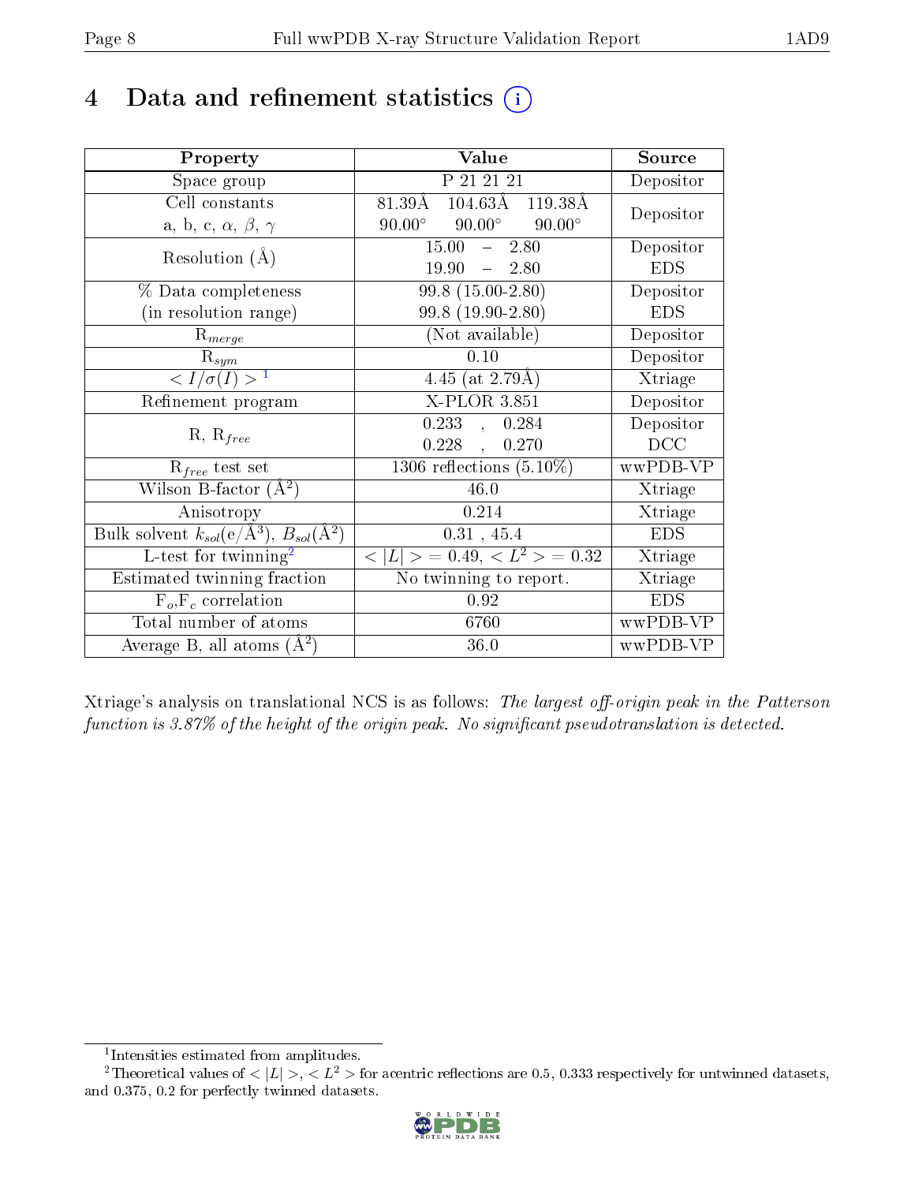# 4 Data and refinement statistics (i)

| Property | Value | Source |
|---|---|---|
| Space group | P 21 21 21 | Depositor |
| Cell constants<br>a, b, c, $\alpha$, $\beta$, $\gamma$ | 81.39Å 104.63Å 119.38Å<br>90.00° 90.00° 90.00° | Depositor |
| Resolution (Å) | 15.00 – 2.80<br>19.90 – 2.80 | Depositor<br>EDS |
| % Data completeness<br>(in resolution range) | 99.8 (15.00-2.80)<br>99.8 (19.90-2.80) | Depositor<br>EDS |
| $R_{merge}$ | (Not available) | Depositor |
| $R_{sym}$ | 0.10 | Depositor |
| $< I/\sigma(I) >$ [1] | 4.45 (at 2.79Å) | Xtriage |
| Refinement program | X-PLOR 3.851 | Depositor |
| R, $R_{free}$ | 0.233 , 0.284<br>0.228 , 0.270 | Depositor<br>DCC |
| $R_{free}$ test set | 1306 reflections (5.10%) | wwPDB-VP |
| Wilson B-factor (Å$^2$) | 46.0 | Xtriage |
| Anisotropy | 0.214 | Xtriage |
| Bulk solvent $k_{sol}$(e/Å$^3$), $B_{sol}$(Å$^2$) | 0.31 , 45.4 | EDS |
| L-test for twinning[2] | $< \vert L \vert >$ = 0.49, $< L^2 >$ = 0.32 | Xtriage |
| Estimated twinning fraction | No twinning to report. | Xtriage |
| $F_o$,$F_c$ correlation | 0.92 | EDS |
| Total number of atoms | 6760 | wwPDB-VP |
| Average B, all atoms (Å$^2$) | 36.0 | wwPDB-VP |

Xtriage's analysis on translational NCS is as follows: *The largest off-origin peak in the Patterson function is 3.87% of the height of the origin peak. No significant pseudotranslation is detected.*

[1] Intensities estimated from amplitudes.

[2] Theoretical values of $< |L| >$, $< L^2 >$ for acentric reflections are 0.5, 0.333 respectively for untwinned datasets, and 0.375, 0.2 for perfectly twinned datasets.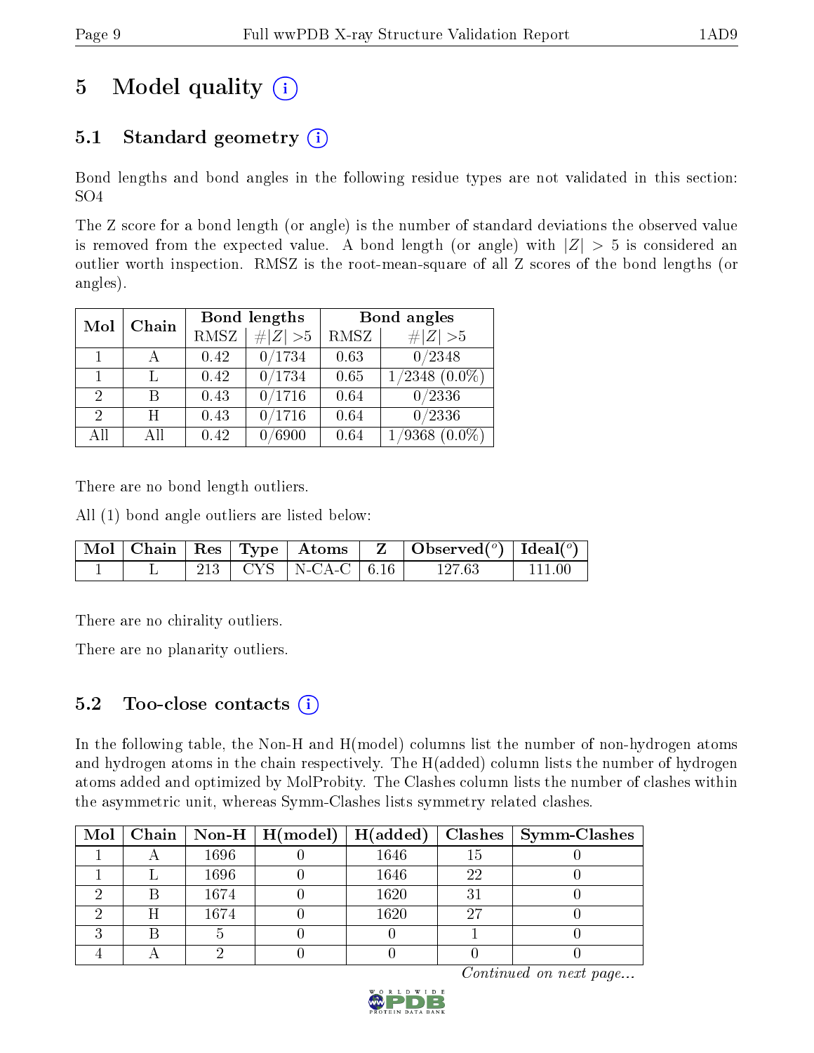# 5 Model quality

## 5.1 Standard geometry

Bond lengths and bond angles in the following residue types are not validated in this section: SO4

The Z score for a bond length (or angle) is the number of standard deviations the observed value is removed from the expected value. A bond length (or angle) with $|Z| > 5$ is considered an outlier worth inspection. RMSZ is the root-mean-square of all Z scores of the bond lengths (or angles).

| Mol | Chain | Bond lengths | | Bond angles | |
|---|---|---|---|---|---|
| | | RMSZ | $\#\|Z\|>5$ | RMSZ | $\#\|Z\|>5$ |
| 1 | A | 0.42 | 0/1734 | 0.63 | 0/2348 |
| 1 | L | 0.42 | 0/1734 | 0.65 | 1/2348 (0.0%) |
| 2 | B | 0.43 | 0/1716 | 0.64 | 0/2336 |
| 2 | H | 0.43 | 0/1716 | 0.64 | 0/2336 |
| All | All | 0.42 | 0/6900 | 0.64 | 1/9368 (0.0%) |

There are no bond length outliers.

All (1) bond angle outliers are listed below:

| Mol | Chain | Res | Type | Atoms | Z | Observed($^o$) | Ideal($^o$) |
|---|---|---|---|---|---|---|---|
| 1 | L | 213 | CYS | N-CA-C | 6.16 | 127.63 | 111.00 |

There are no chirality outliers.

There are no planarity outliers.

## 5.2 Too-close contacts

In the following table, the Non-H and H(model) columns list the number of non-hydrogen atoms and hydrogen atoms in the chain respectively. The H(added) column lists the number of hydrogen atoms added and optimized by MolProbity. The Clashes column lists the number of clashes within the asymmetric unit, whereas Symm-Clashes lists symmetry related clashes.

| Mol | Chain | Non-H | H(model) | H(added) | Clashes | Symm-Clashes |
|---|---|---|---|---|---|---|
| 1 | A | 1696 | 0 | 1646 | 15 | 0 |
| 1 | L | 1696 | 0 | 1646 | 22 | 0 |
| 2 | B | 1674 | 0 | 1620 | 31 | 0 |
| 2 | H | 1674 | 0 | 1620 | 27 | 0 |
| 3 | B | 5 | 0 | 0 | 1 | 0 |
| 4 | A | 2 | 0 | 0 | 0 | 0 |

*Continued on next page...*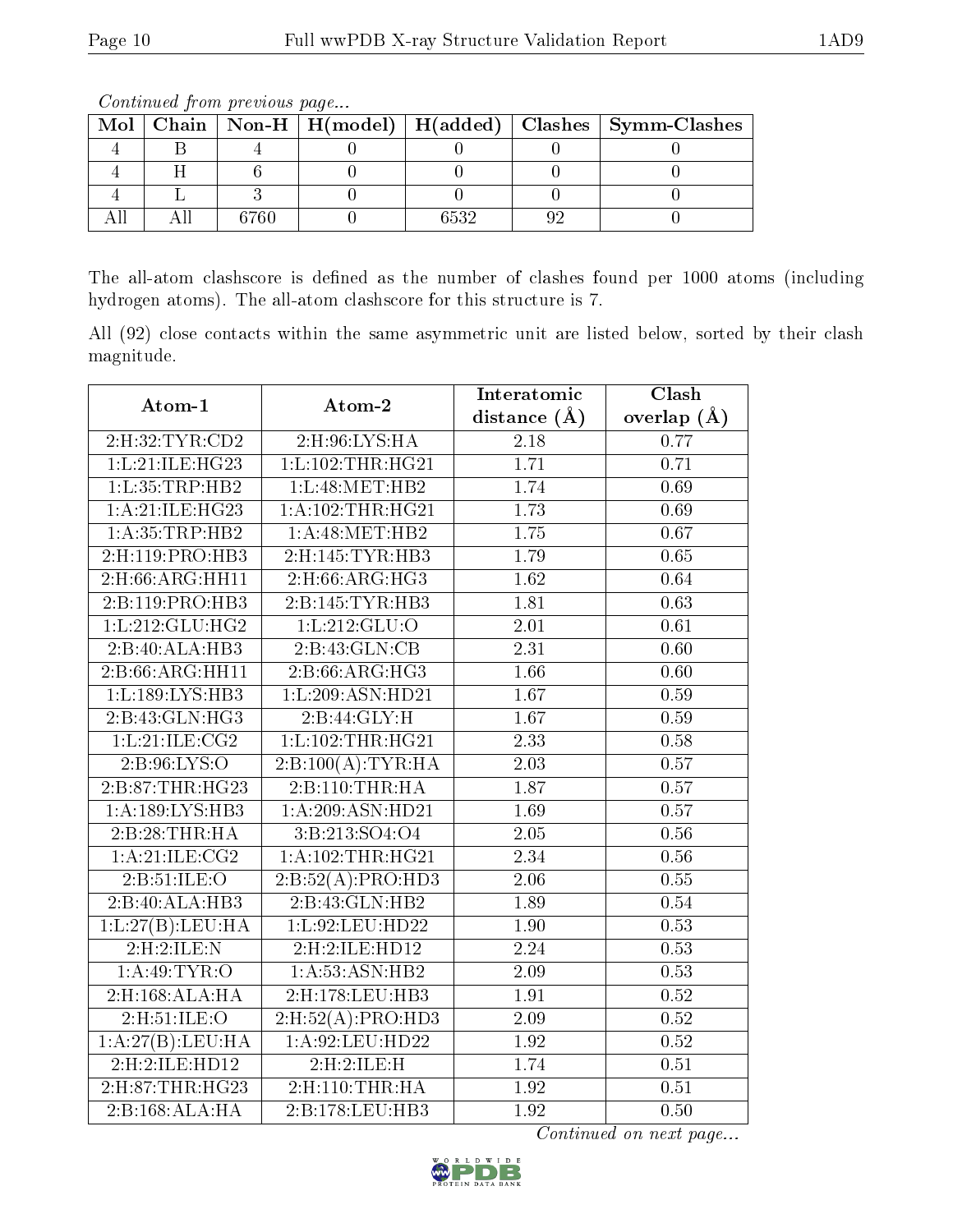*Continued from previous page...*

| Mol | Chain | Non-H | H(model) | H(added) | Clashes | Symm-Clashes |
|---|---|---|---|---|---|---|
| 4 | B | 4 | 0 | 0 | 0 | 0 |
| 4 | H | 6 | 0 | 0 | 0 | 0 |
| 4 | L | 3 | 0 | 0 | 0 | 0 |
| All | All | 6760 | 0 | 6532 | 92 | 0 |

The all-atom clashscore is defined as the number of clashes found per 1000 atoms (including hydrogen atoms). The all-atom clashscore for this structure is 7.

All (92) close contacts within the same asymmetric unit are listed below, sorted by their clash magnitude.

| Atom-1 | Atom-2 | Interatomic distance (Å) | Clash overlap (Å) |
|---|---|---|---|
| 2:H:32:TYR:CD2 | 2:H:96:LYS:HA | 2.18 | 0.77 |
| 1:L:21:ILE:HG23 | 1:L:102:THR:HG21 | 1.71 | 0.71 |
| 1:L:35:TRP:HB2 | 1:L:48:MET:HB2 | 1.74 | 0.69 |
| 1:A:21:ILE:HG23 | 1:A:102:THR:HG21 | 1.73 | 0.69 |
| 1:A:35:TRP:HB2 | 1:A:48:MET:HB2 | 1.75 | 0.67 |
| 2:H:119:PRO:HB3 | 2:H:145:TYR:HB3 | 1.79 | 0.65 |
| 2:H:66:ARG:HH11 | 2:H:66:ARG:HG3 | 1.62 | 0.64 |
| 2:B:119:PRO:HB3 | 2:B:145:TYR:HB3 | 1.81 | 0.63 |
| 1:L:212:GLU:HG2 | 1:L:212:GLU:O | 2.01 | 0.61 |
| 2:B:40:ALA:HB3 | 2:B:43:GLN:CB | 2.31 | 0.60 |
| 2:B:66:ARG:HH11 | 2:B:66:ARG:HG3 | 1.66 | 0.60 |
| 1:L:189:LYS:HB3 | 1:L:209:ASN:HD21 | 1.67 | 0.59 |
| 2:B:43:GLN:HG3 | 2:B:44:GLY:H | 1.67 | 0.59 |
| 1:L:21:ILE:CG2 | 1:L:102:THR:HG21 | 2.33 | 0.58 |
| 2:B:96:LYS:O | 2:B:100(A):TYR:HA | 2.03 | 0.57 |
| 2:B:87:THR:HG23 | 2:B:110:THR:HA | 1.87 | 0.57 |
| 1:A:189:LYS:HB3 | 1:A:209:ASN:HD21 | 1.69 | 0.57 |
| 2:B:28:THR:HA | 3:B:213:SO4:O4 | 2.05 | 0.56 |
| 1:A:21:ILE:CG2 | 1:A:102:THR:HG21 | 2.34 | 0.56 |
| 2:B:51:ILE:O | 2:B:52(A):PRO:HD3 | 2.06 | 0.55 |
| 2:B:40:ALA:HB3 | 2:B:43:GLN:HB2 | 1.89 | 0.54 |
| 1:L:27(B):LEU:HA | 1:L:92:LEU:HD22 | 1.90 | 0.53 |
| 2:H:2:ILE:N | 2:H:2:ILE:HD12 | 2.24 | 0.53 |
| 1:A:49:TYR:O | 1:A:53:ASN:HB2 | 2.09 | 0.53 |
| 2:H:168:ALA:HA | 2:H:178:LEU:HB3 | 1.91 | 0.52 |
| 2:H:51:ILE:O | 2:H:52(A):PRO:HD3 | 2.09 | 0.52 |
| 1:A:27(B):LEU:HA | 1:A:92:LEU:HD22 | 1.92 | 0.52 |
| 2:H:2:ILE:HD12 | 2:H:2:ILE:H | 1.74 | 0.51 |
| 2:H:87:THR:HG23 | 2:H:110:THR:HA | 1.92 | 0.51 |
| 2:B:168:ALA:HA | 2:B:178:LEU:HB3 | 1.92 | 0.50 |

*Continued on next page...*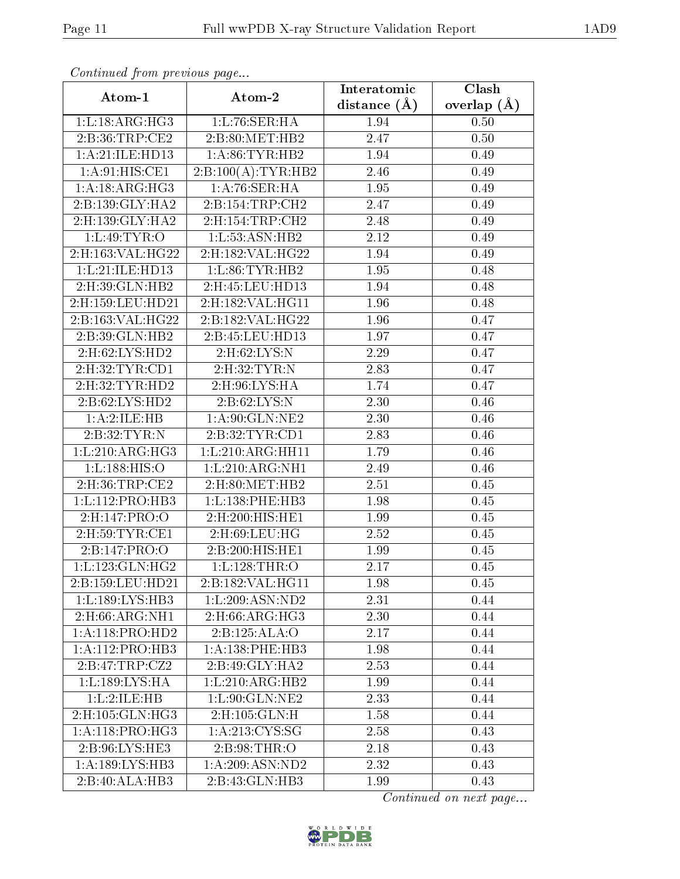*Continued from previous page...*

| Atom-1 | Atom-2 | Interatomic distance (Å) | Clash overlap (Å) |
|---|---|---|---|
| 1:L:18:ARG:HG3 | 1:L:76:SER:HA | 1.94 | 0.50 |
| 2:B:36:TRP:CE2 | 2:B:80:MET:HB2 | 2.47 | 0.50 |
| 1:A:21:ILE:HD13 | 1:A:86:TYR:HB2 | 1.94 | 0.49 |
| 1:A:91:HIS:CE1 | 2:B:100(A):TYR:HB2 | 2.46 | 0.49 |
| 1:A:18:ARG:HG3 | 1:A:76:SER:HA | 1.95 | 0.49 |
| 2:B:139:GLY:HA2 | 2:B:154:TRP:CH2 | 2.47 | 0.49 |
| 2:H:139:GLY:HA2 | 2:H:154:TRP:CH2 | 2.48 | 0.49 |
| 1:L:49:TYR:O | 1:L:53:ASN:HB2 | 2.12 | 0.49 |
| 2:H:163:VAL:HG22 | 2:H:182:VAL:HG22 | 1.94 | 0.49 |
| 1:L:21:ILE:HD13 | 1:L:86:TYR:HB2 | 1.95 | 0.48 |
| 2:H:39:GLN:HB2 | 2:H:45:LEU:HD13 | 1.94 | 0.48 |
| 2:H:159:LEU:HD21 | 2:H:182:VAL:HG11 | 1.96 | 0.48 |
| 2:B:163:VAL:HG22 | 2:B:182:VAL:HG22 | 1.96 | 0.47 |
| 2:B:39:GLN:HB2 | 2:B:45:LEU:HD13 | 1.97 | 0.47 |
| 2:H:62:LYS:HD2 | 2:H:62:LYS:N | 2.29 | 0.47 |
| 2:H:32:TYR:CD1 | 2:H:32:TYR:N | 2.83 | 0.47 |
| 2:H:32:TYR:HD2 | 2:H:96:LYS:HA | 1.74 | 0.47 |
| 2:B:62:LYS:HD2 | 2:B:62:LYS:N | 2.30 | 0.46 |
| 1:A:2:ILE:HB | 1:A:90:GLN:NE2 | 2.30 | 0.46 |
| 2:B:32:TYR:N | 2:B:32:TYR:CD1 | 2.83 | 0.46 |
| 1:L:210:ARG:HG3 | 1:L:210:ARG:HH11 | 1.79 | 0.46 |
| 1:L:188:HIS:O | 1:L:210:ARG:NH1 | 2.49 | 0.46 |
| 2:H:36:TRP:CE2 | 2:H:80:MET:HB2 | 2.51 | 0.45 |
| 1:L:112:PRO:HB3 | 1:L:138:PHE:HB3 | 1.98 | 0.45 |
| 2:H:147:PRO:O | 2:H:200:HIS:HE1 | 1.99 | 0.45 |
| 2:H:59:TYR:CE1 | 2:H:69:LEU:HG | 2.52 | 0.45 |
| 2:B:147:PRO:O | 2:B:200:HIS:HE1 | 1.99 | 0.45 |
| 1:L:123:GLN:HG2 | 1:L:128:THR:O | 2.17 | 0.45 |
| 2:B:159:LEU:HD21 | 2:B:182:VAL:HG11 | 1.98 | 0.45 |
| 1:L:189:LYS:HB3 | 1:L:209:ASN:ND2 | 2.31 | 0.44 |
| 2:H:66:ARG:NH1 | 2:H:66:ARG:HG3 | 2.30 | 0.44 |
| 1:A:118:PRO:HD2 | 2:B:125:ALA:O | 2.17 | 0.44 |
| 1:A:112:PRO:HB3 | 1:A:138:PHE:HB3 | 1.98 | 0.44 |
| 2:B:47:TRP:CZ2 | 2:B:49:GLY:HA2 | 2.53 | 0.44 |
| 1:L:189:LYS:HA | 1:L:210:ARG:HB2 | 1.99 | 0.44 |
| 1:L:2:ILE:HB | 1:L:90:GLN:NE2 | 2.33 | 0.44 |
| 2:H:105:GLN:HG3 | 2:H:105:GLN:H | 1.58 | 0.44 |
| 1:A:118:PRO:HG3 | 1:A:213:CYS:SG | 2.58 | 0.43 |
| 2:B:96:LYS:HE3 | 2:B:98:THR:O | 2.18 | 0.43 |
| 1:A:189:LYS:HB3 | 1:A:209:ASN:ND2 | 2.32 | 0.43 |
| 2:B:40:ALA:HB3 | 2:B:43:GLN:HB3 | 1.99 | 0.43 |

*Continued on next page...*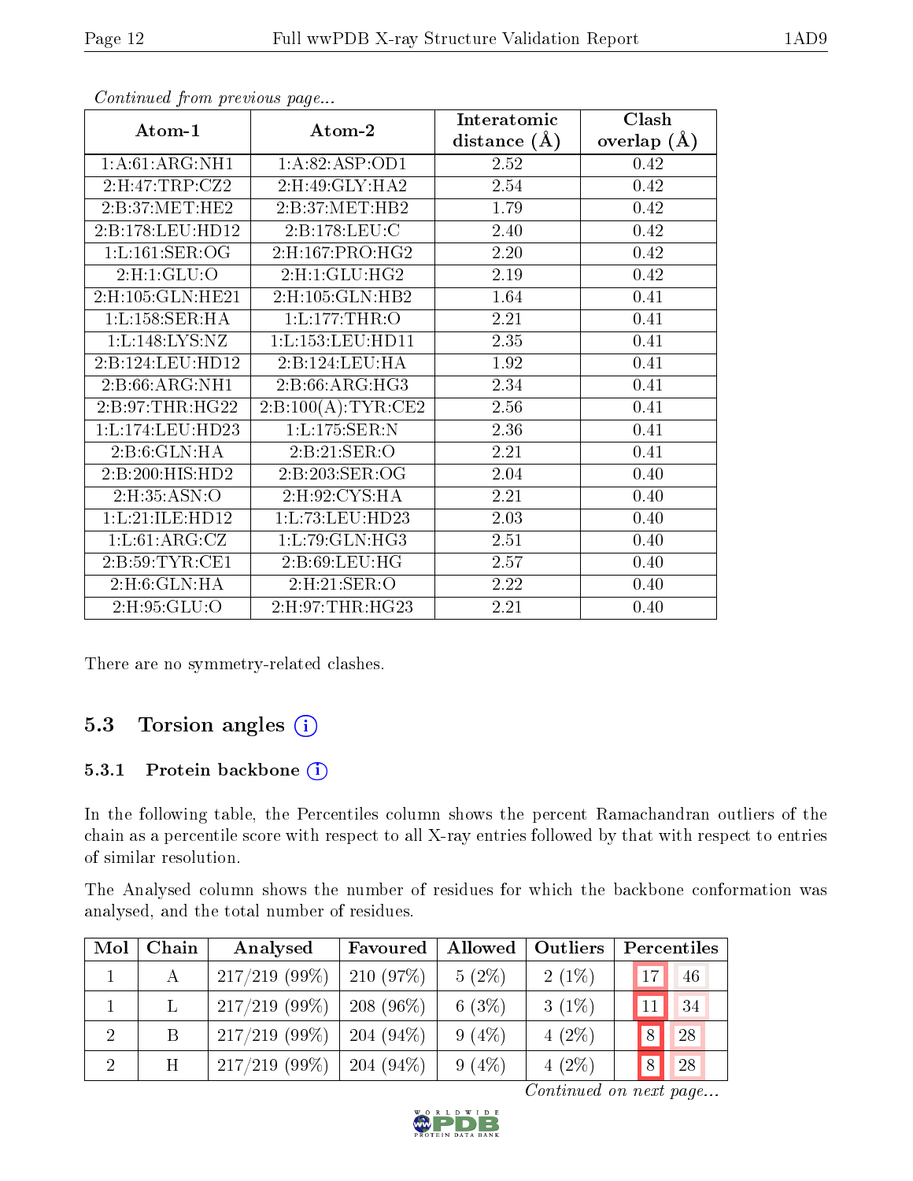*Continued from previous page...*

| Atom-1 | Atom-2 | Interatomic distance (Å) | Clash overlap (Å) |
|---|---|---|---|
| 1:A:61:ARG:NH1 | 1:A:82:ASP:OD1 | 2.52 | 0.42 |
| 2:H:47:TRP:CZ2 | 2:H:49:GLY:HA2 | 2.54 | 0.42 |
| 2:B:37:MET:HE2 | 2:B:37:MET:HB2 | 1.79 | 0.42 |
| 2:B:178:LEU:HD12 | 2:B:178:LEU:C | 2.40 | 0.42 |
| 1:L:161:SER:OG | 2:H:167:PRO:HG2 | 2.20 | 0.42 |
| 2:H:1:GLU:O | 2:H:1:GLU:HG2 | 2.19 | 0.42 |
| 2:H:105:GLN:HE21 | 2:H:105:GLN:HB2 | 1.64 | 0.41 |
| 1:L:158:SER:HA | 1:L:177:THR:O | 2.21 | 0.41 |
| 1:L:148:LYS:NZ | 1:L:153:LEU:HD11 | 2.35 | 0.41 |
| 2:B:124:LEU:HD12 | 2:B:124:LEU:HA | 1.92 | 0.41 |
| 2:B:66:ARG:NH1 | 2:B:66:ARG:HG3 | 2.34 | 0.41 |
| 2:B:97:THR:HG22 | 2:B:100(A):TYR:CE2 | 2.56 | 0.41 |
| 1:L:174:LEU:HD23 | 1:L:175:SER:N | 2.36 | 0.41 |
| 2:B:6:GLN:HA | 2:B:21:SER:O | 2.21 | 0.41 |
| 2:B:200:HIS:HD2 | 2:B:203:SER:OG | 2.04 | 0.40 |
| 2:H:35:ASN:O | 2:H:92:CYS:HA | 2.21 | 0.40 |
| 1:L:21:ILE:HD12 | 1:L:73:LEU:HD23 | 2.03 | 0.40 |
| 1:L:61:ARG:CZ | 1:L:79:GLN:HG3 | 2.51 | 0.40 |
| 2:B:59:TYR:CE1 | 2:B:69:LEU:HG | 2.57 | 0.40 |
| 2:H:6:GLN:HA | 2:H:21:SER:O | 2.22 | 0.40 |
| 2:H:95:GLU:O | 2:H:97:THR:HG23 | 2.21 | 0.40 |

There are no symmetry-related clashes.

## 5.3 Torsion angles

### 5.3.1 Protein backbone

In the following table, the Percentiles column shows the percent Ramachandran outliers of the chain as a percentile score with respect to all X-ray entries followed by that with respect to entries of similar resolution.

The Analysed column shows the number of residues for which the backbone conformation was analysed, and the total number of residues.

| Mol | Chain | Analysed | Favoured | Allowed | Outliers | Percentiles | |
|---|---|---|---|---|---|---|---|
| 1 | A | 217/219 (99%) | 210 (97%) | 5 (2%) | 2 (1%) | 17 | 46 |
| 1 | L | 217/219 (99%) | 208 (96%) | 6 (3%) | 3 (1%) | 11 | 34 |
| 2 | B | 217/219 (99%) | 204 (94%) | 9 (4%) | 4 (2%) | 8 | 28 |
| 2 | H | 217/219 (99%) | 204 (94%) | 9 (4%) | 4 (2%) | 8 | 28 |

*Continued on next page...*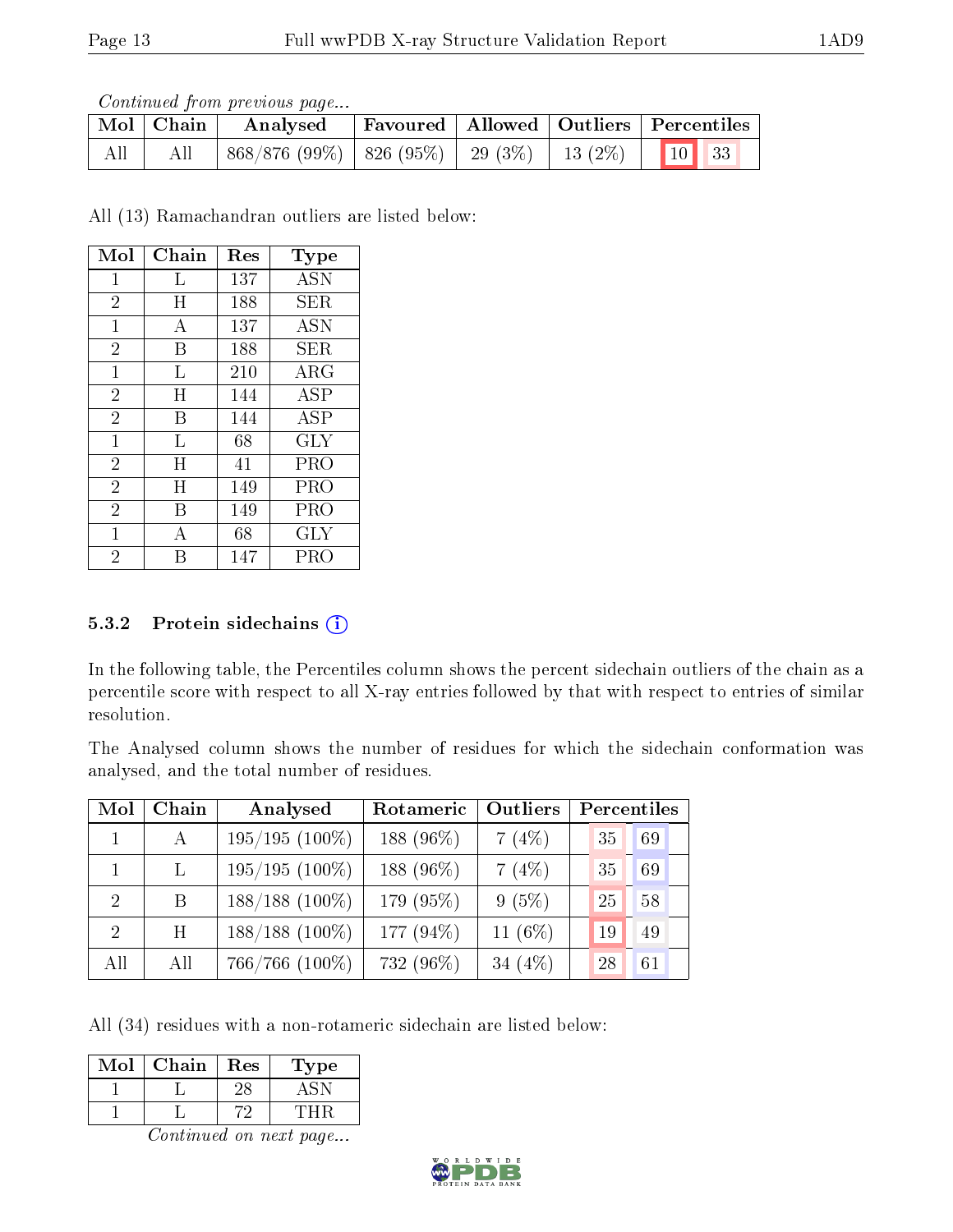*Continued from previous page...*

| Mol | Chain | Analysed | Favoured | Allowed | Outliers | Percentiles | |
|---|---|---|---|---|---|---|---|
| All | All | 868/876 (99%) | 826 (95%) | 29 (3%) | 13 (2%) | 10 | 33 |

All (13) Ramachandran outliers are listed below:

| Mol | Chain | Res | Type |
|---|---|---|---|
| 1 | L | 137 | ASN |
| 2 | H | 188 | SER |
| 1 | A | 137 | ASN |
| 2 | B | 188 | SER |
| 1 | L | 210 | ARG |
| 2 | H | 144 | ASP |
| 2 | B | 144 | ASP |
| 1 | L | 68 | GLY |
| 2 | H | 41 | PRO |
| 2 | H | 149 | PRO |
| 2 | B | 149 | PRO |
| 1 | A | 68 | GLY |
| 2 | B | 147 | PRO |

### 5.3.2 Protein sidechains

In the following table, the Percentiles column shows the percent sidechain outliers of the chain as a percentile score with respect to all X-ray entries followed by that with respect to entries of similar resolution.

The Analysed column shows the number of residues for which the sidechain conformation was analysed, and the total number of residues.

| Mol | Chain | Analysed | Rotameric | Outliers | Percentiles | |
|---|---|---|---|---|---|---|
| 1 | A | 195/195 (100%) | 188 (96%) | 7 (4%) | 35 | 69 |
| 1 | L | 195/195 (100%) | 188 (96%) | 7 (4%) | 35 | 69 |
| 2 | B | 188/188 (100%) | 179 (95%) | 9 (5%) | 25 | 58 |
| 2 | H | 188/188 (100%) | 177 (94%) | 11 (6%) | 19 | 49 |
| All | All | 766/766 (100%) | 732 (96%) | 34 (4%) | 28 | 61 |

All (34) residues with a non-rotameric sidechain are listed below:

| Mol | Chain | Res | Type |
|---|---|---|---|
| 1 | L | 28 | ASN |
| 1 | L | 72 | THR |

*Continued on next page...*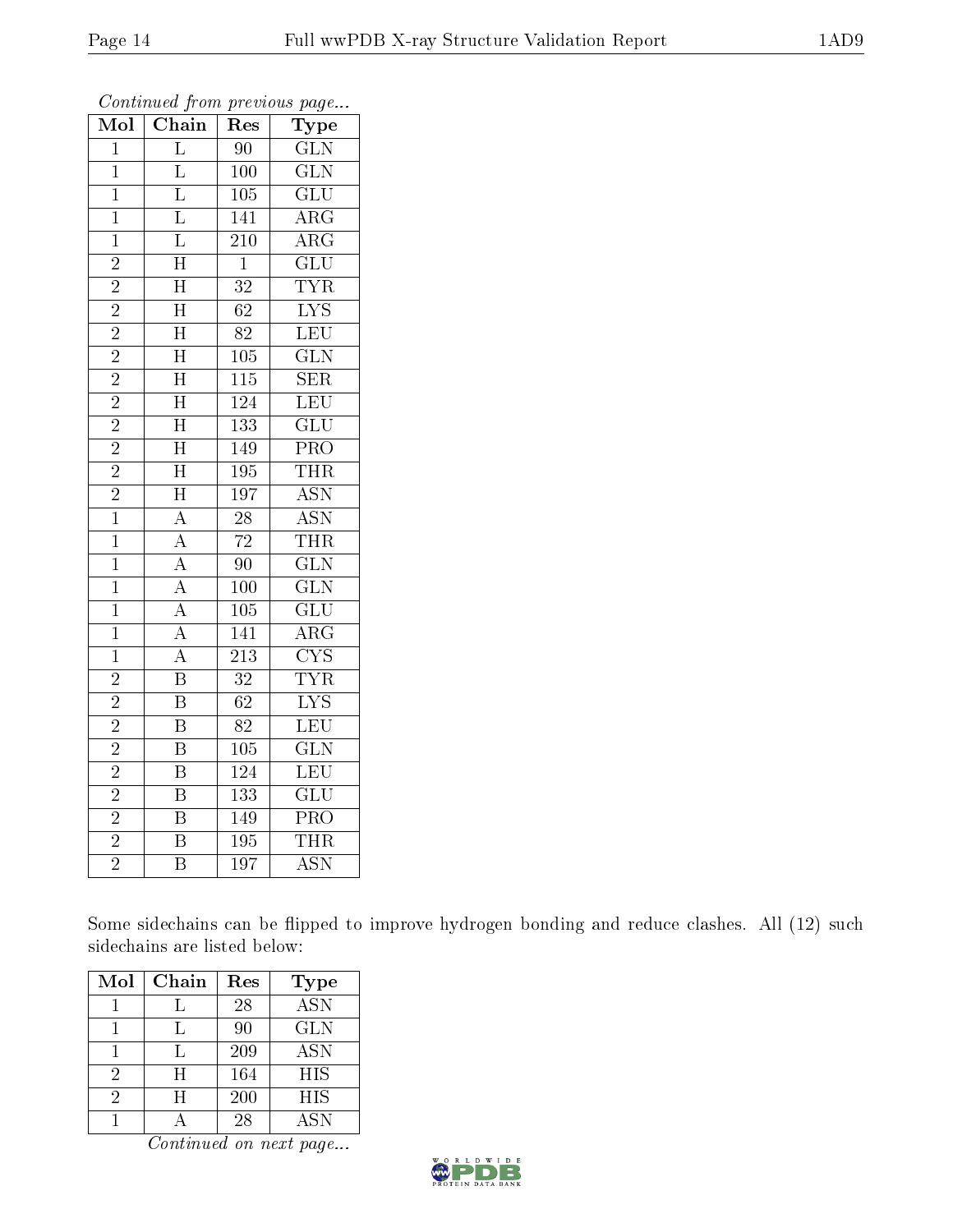*Continued from previous page...*

| Mol | Chain | Res | Type |
|---|---|---|---|
| 1 | L | 90 | GLN |
| 1 | L | 100 | GLN |
| 1 | L | 105 | GLU |
| 1 | L | 141 | ARG |
| 1 | L | 210 | ARG |
| 2 | H | 1 | GLU |
| 2 | H | 32 | TYR |
| 2 | H | 62 | LYS |
| 2 | H | 82 | LEU |
| 2 | H | 105 | GLN |
| 2 | H | 115 | SER |
| 2 | H | 124 | LEU |
| 2 | H | 133 | GLU |
| 2 | H | 149 | PRO |
| 2 | H | 195 | THR |
| 2 | H | 197 | ASN |
| 1 | A | 28 | ASN |
| 1 | A | 72 | THR |
| 1 | A | 90 | GLN |
| 1 | A | 100 | GLN |
| 1 | A | 105 | GLU |
| 1 | A | 141 | ARG |
| 1 | A | 213 | CYS |
| 2 | B | 32 | TYR |
| 2 | B | 62 | LYS |
| 2 | B | 82 | LEU |
| 2 | B | 105 | GLN |
| 2 | B | 124 | LEU |
| 2 | B | 133 | GLU |
| 2 | B | 149 | PRO |
| 2 | B | 195 | THR |
| 2 | B | 197 | ASN |

Some sidechains can be flipped to improve hydrogen bonding and reduce clashes. All (12) such sidechains are listed below:

| Mol | Chain | Res | Type |
|---|---|---|---|
| 1 | L | 28 | ASN |
| 1 | L | 90 | GLN |
| 1 | L | 209 | ASN |
| 2 | H | 164 | HIS |
| 2 | H | 200 | HIS |
| 1 | A | 28 | ASN |

*Continued on next page...*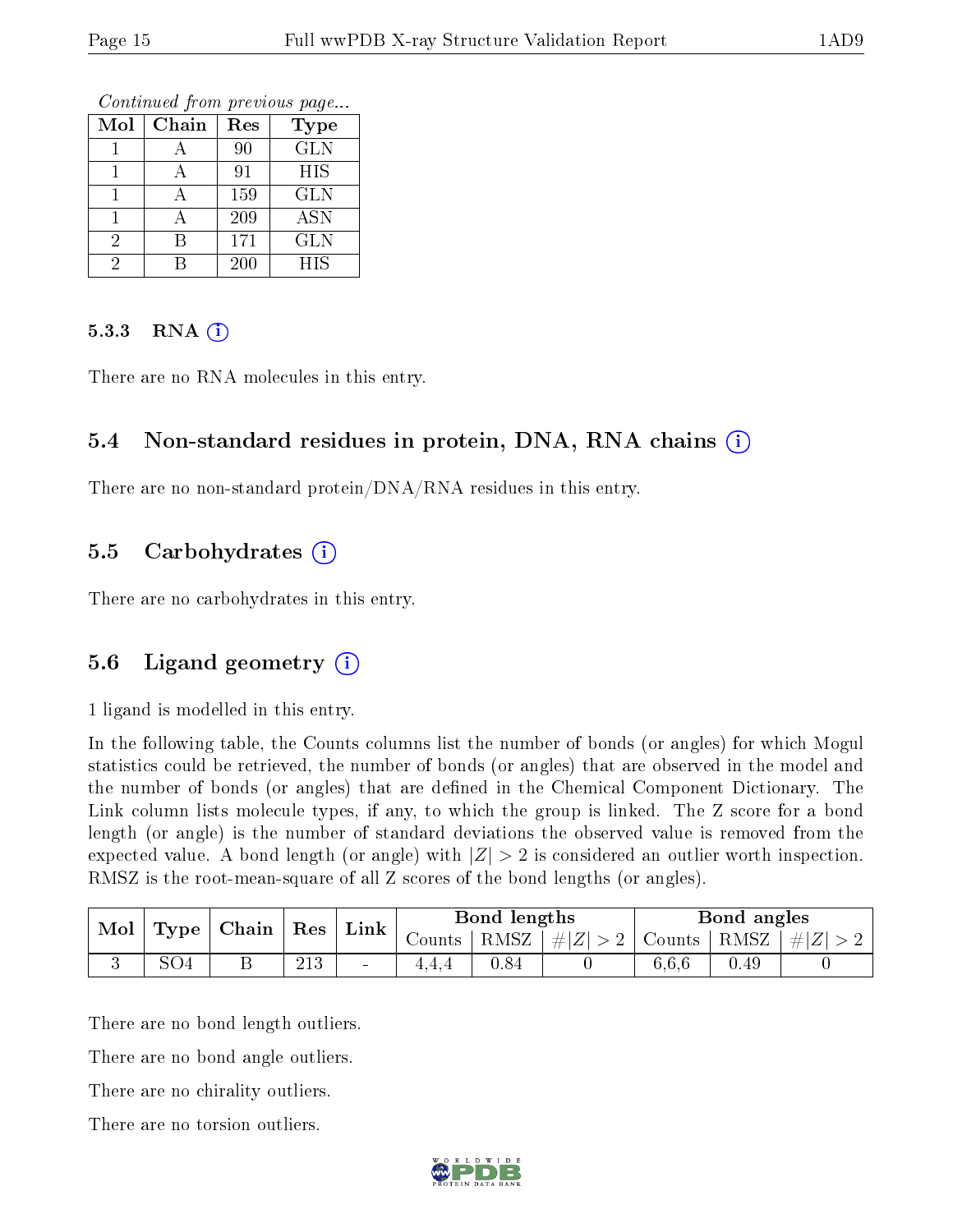*Continued from previous page...*

| Mol | Chain | Res | Type |
|---|---|---|---|
| 1 | A | 90 | GLN |
| 1 | A | 91 | HIS |
| 1 | A | 159 | GLN |
| 1 | A | 209 | ASN |
| 2 | B | 171 | GLN |
| 2 | B | 200 | HIS |

#### 5.3.3 RNA (i)

There are no RNA molecules in this entry.

### 5.4 Non-standard residues in protein, DNA, RNA chains (i)

There are no non-standard protein/DNA/RNA residues in this entry.

### 5.5 Carbohydrates (i)

There are no carbohydrates in this entry.

### 5.6 Ligand geometry (i)

1 ligand is modelled in this entry.

In the following table, the Counts columns list the number of bonds (or angles) for which Mogul statistics could be retrieved, the number of bonds (or angles) that are observed in the model and the number of bonds (or angles) that are defined in the Chemical Component Dictionary. The Link column lists molecule types, if any, to which the group is linked. The Z score for a bond length (or angle) is the number of standard deviations the observed value is removed from the expected value. A bond length (or angle) with $|Z| > 2$ is considered an outlier worth inspection. RMSZ is the root-mean-square of all Z scores of the bond lengths (or angles).

| Mol | Type | Chain | Res | Link | Bond lengths | | | Bond angles | | |
|---|---|---|---|---|---|---|---|---|---|---|
| | | | | | Counts | RMSZ | $\#\|Z\| > 2$ | Counts | RMSZ | $\#\|Z\| > 2$ |
| 3 | SO4 | B | 213 | - | 4,4,4 | 0.84 | 0 | 6,6,6 | 0.49 | 0 |

There are no bond length outliers.

There are no bond angle outliers.

There are no chirality outliers.

There are no torsion outliers.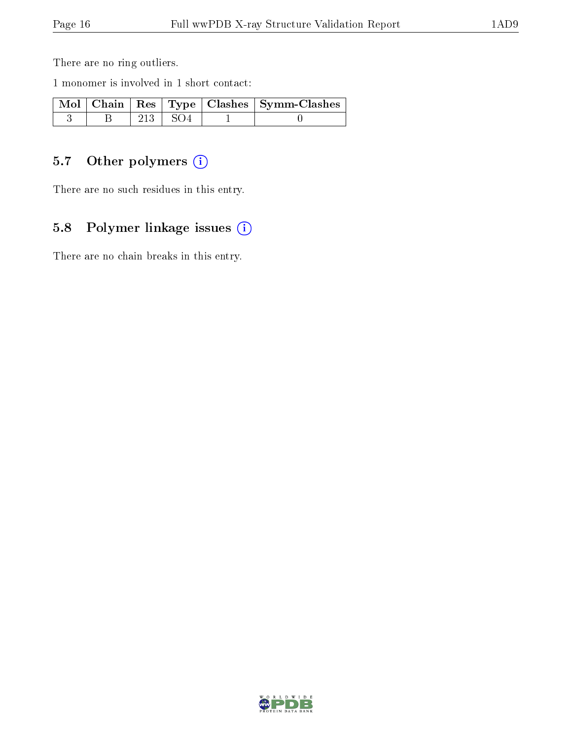There are no ring outliers.

1 monomer is involved in 1 short contact:

| Mol | Chain | Res | Type | Clashes | Symm-Clashes |
|---|---|---|---|---|---|
| 3 | B | 213 | SO4 | 1 | 0 |

### 5.7 Other polymers

There are no such residues in this entry.

### 5.8 Polymer linkage issues

There are no chain breaks in this entry.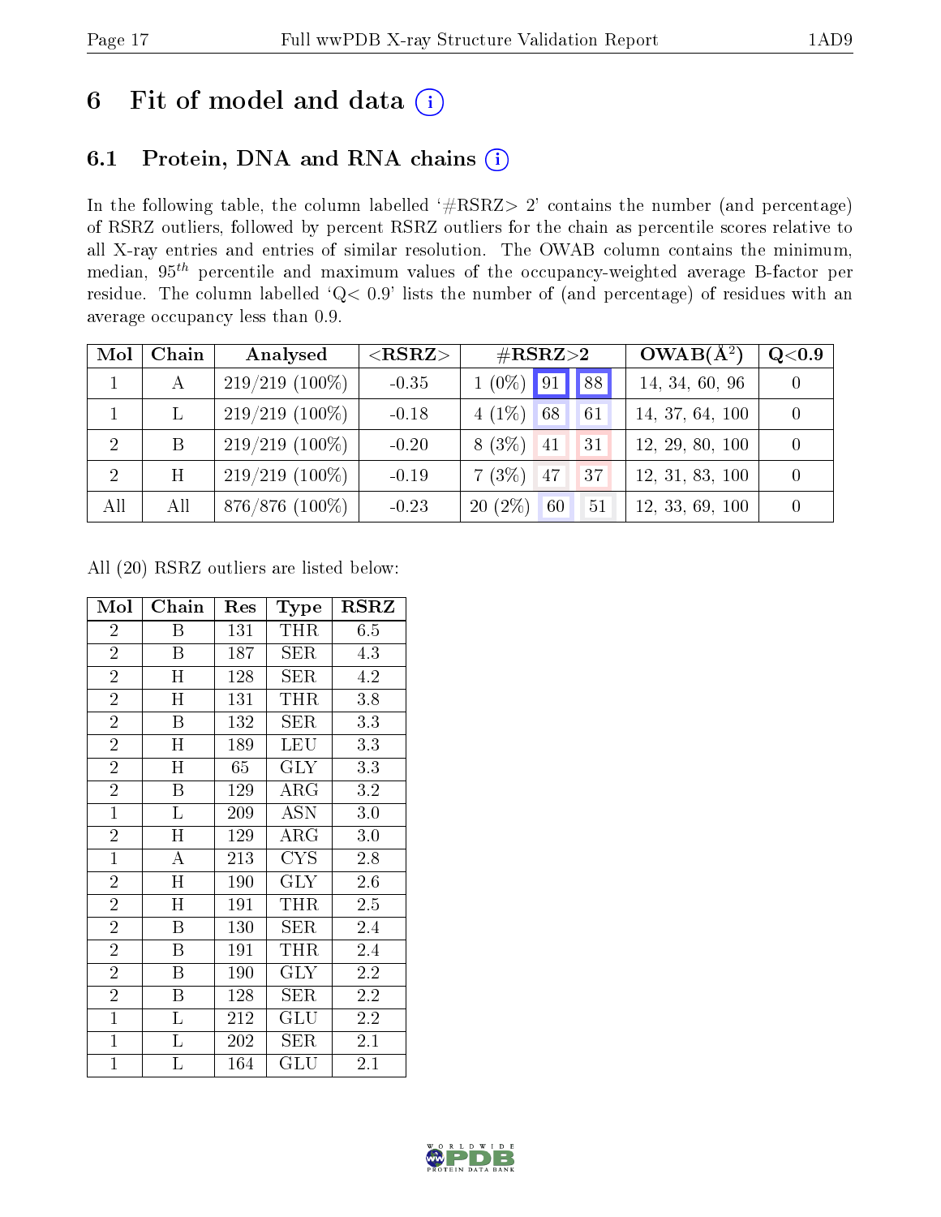# 6 Fit of model and data (i)

## 6.1 Protein, DNA and RNA chains (i)

In the following table, the column labelled '#RSRZ> 2' contains the number (and percentage) of RSRZ outliers, followed by percent RSRZ outliers for the chain as percentile scores relative to all X-ray entries and entries of similar resolution. The OWAB column contains the minimum, median, $95^{th}$ percentile and maximum values of the occupancy-weighted average B-factor per residue. The column labelled 'Q< 0.9' lists the number of (and percentage) of residues with an average occupancy less than 0.9.

| Mol | Chain | Analysed | <RSRZ> | #RSRZ>2 | | | OWAB(Å$^2$) | Q<0.9 |
|---|---|---|---|---|---|---|---|---|
| 1 | A | 219/219 (100%) | -0.35 | 1 (0%) | 91 | 88 | 14, 34, 60, 96 | 0 |
| 1 | L | 219/219 (100%) | -0.18 | 4 (1%) | 68 | 61 | 14, 37, 64, 100 | 0 |
| 2 | B | 219/219 (100%) | -0.20 | 8 (3%) | 41 | 31 | 12, 29, 80, 100 | 0 |
| 2 | H | 219/219 (100%) | -0.19 | 7 (3%) | 47 | 37 | 12, 31, 83, 100 | 0 |
| All | All | 876/876 (100%) | -0.23 | 20 (2%) | 60 | 51 | 12, 33, 69, 100 | 0 |

All (20) RSRZ outliers are listed below:

| Mol | Chain | Res | Type | RSRZ |
|---|---|---|---|---|
| 2 | B | 131 | THR | 6.5 |
| 2 | B | 187 | SER | 4.3 |
| 2 | H | 128 | SER | 4.2 |
| 2 | H | 131 | THR | 3.8 |
| 2 | B | 132 | SER | 3.3 |
| 2 | H | 189 | LEU | 3.3 |
| 2 | H | 65 | GLY | 3.3 |
| 2 | B | 129 | ARG | 3.2 |
| 1 | L | 209 | ASN | 3.0 |
| 2 | H | 129 | ARG | 3.0 |
| 1 | A | 213 | CYS | 2.8 |
| 2 | H | 190 | GLY | 2.6 |
| 2 | H | 191 | THR | 2.5 |
| 2 | B | 130 | SER | 2.4 |
| 2 | B | 191 | THR | 2.4 |
| 2 | B | 190 | GLY | 2.2 |
| 2 | B | 128 | SER | 2.2 |
| 1 | L | 212 | GLU | 2.2 |
| 1 | L | 202 | SER | 2.1 |
| 1 | L | 164 | GLU | 2.1 |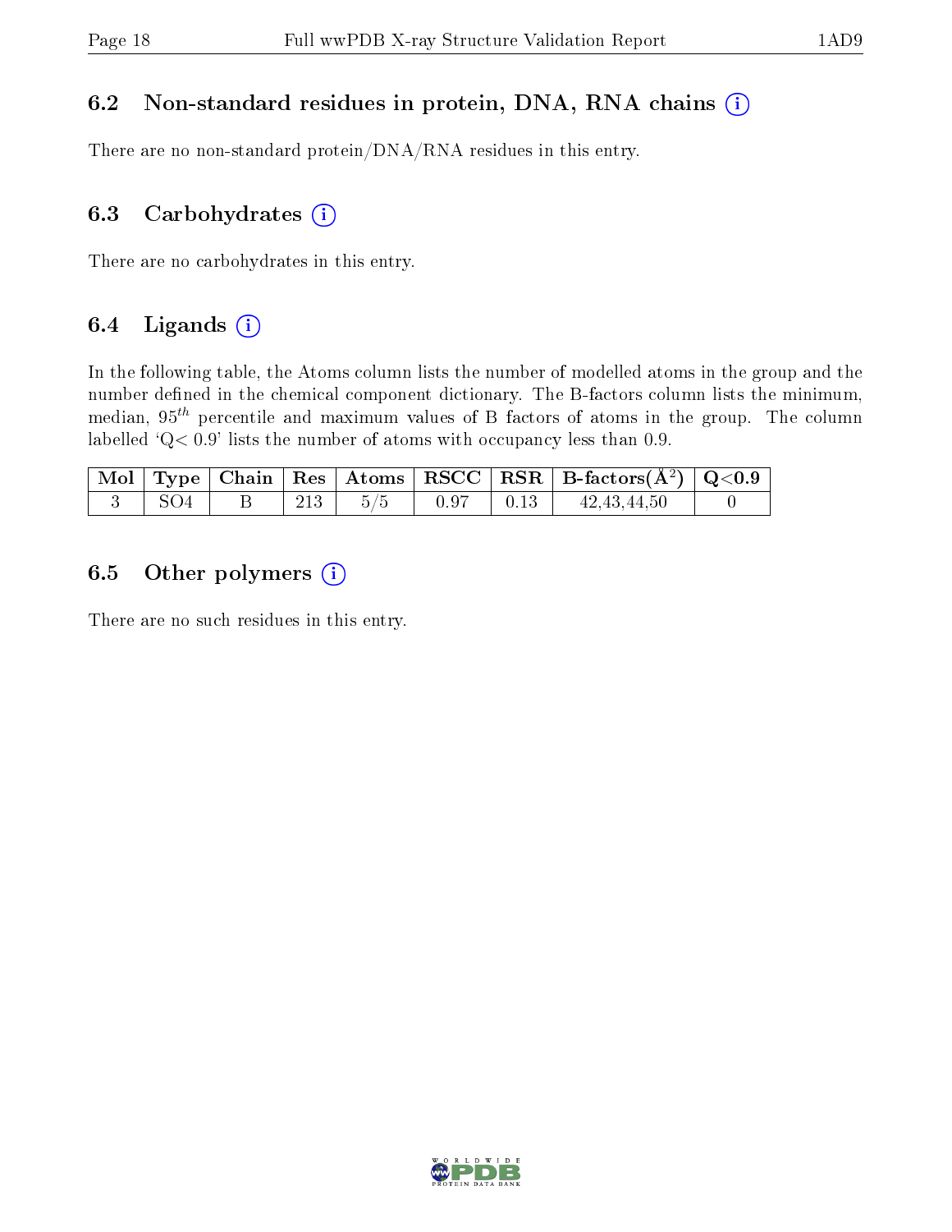### 6.2 Non-standard residues in protein, DNA, RNA chains

There are no non-standard protein/DNA/RNA residues in this entry.

### 6.3 Carbohydrates

There are no carbohydrates in this entry.

### 6.4 Ligands

In the following table, the Atoms column lists the number of modelled atoms in the group and the number defined in the chemical component dictionary. The B-factors column lists the minimum, median, $95^{th}$ percentile and maximum values of B factors of atoms in the group. The column labelled 'Q< 0.9' lists the number of atoms with occupancy less than 0.9.

| Mol | Type | Chain | Res | Atoms | RSCC | RSR | B-factors($Å^2$) | Q<0.9 |
|---|---|---|---|---|---|---|---|---|
| 3 | SO4 | B | 213 | 5/5 | 0.97 | 0.13 | 42,43,44,50 | 0 |

### 6.5 Other polymers

There are no such residues in this entry.